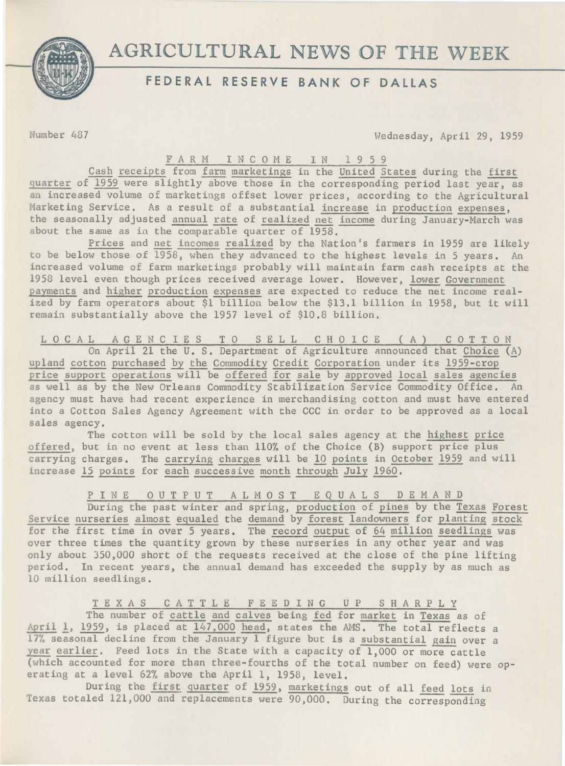# AGRICULTURAL NEWS OF THE WEEK

## FEDERAL RESERVE BANK OF DALLAS

Number 487 Wednesday, April 29, 1959

### FARM INCOME IN 1959

Cash receipts from farm marketings in the United States during the first quarter of 1959 were slightly above those in the corresponding period last year, as an increased volume of marketings offset lower prices, according to the Agricultural Marketing Service. As a result of a substantial increase in production expenses, the seasonally adjusted annual rate of realized net income during January-March was about the same as in the comparable quarter of 1958.

Prices and net incomes realized by the Nation's farmers in 1959 are likely to be below those of 1958, when they advanced to the highest levels in 5 years. An increased volume of farm marketings probably will maintain farm cash receipts at the 1958 level even though prices received average lower. However, lower Government payments and higher production expenses are expected to reduce the net income realized by farm operators about $1 billion below the $13.1 billion in 1958, but it will remain substantially above the 1957 level of $10.8 billion.

### LOCAL AGENCIES TO SELL CHOICE (A) COTTON

On April 21 the U. S. Department of Agriculture announced that Choice (A) upland cotton purchased by the Commodity Credit Corporation under its 1959-crop price support operations will be offered for sale by approved local sales agencies as well as by the New Orleans Commodity Stabilization Service Commodity Office. An agency must have had recent experience in merchandising cotton and must have entered into a Cotton Sales Agency Agreement with the CCC in order to be approved as a local sales agency.

The cotton will be sold by the local sales agency at the highest price offered, but in no event at less than 110% of the Choice (B) support price plus carrying charges. The carrying charges will be 10 points in October 1959 and will increase 15 points for each successive month through July 1960.

### PINE OUTPUT ALMOST EQUALS DEMAND

During the past winter and spring, production of pines by the Texas Forest Service nurseries almost equaled the demand by forest landowners for planting stock for the first time in over 5 years. The record output of 64 million seedlings was over three times the quantity grown by these nurseries in any other year and was only about 350,000 short of the requests received at the close of the pine lifting period. In recent years, the annual demand has exceeded the supply by as much as 10 million seedlings.

### TEXAS CATTLE FEEDING UP SHARPLY

The number of cattle and calves being fed for market in Texas as of April 1, 1959, is placed at 147,000 head, states the AMS. The total reflects a 17% seasonal decline from the January 1 figure but is a substantial gain over a year earlier. Feed lots in the State with a capacity of 1,000 or more cattle (which accounted for more than three-fourths of the total number on feed) were operating at a level 62% above the April 1, 1958, level.

During the first quarter of 1959, marketings out of all feed lots in Texas totaled 121,000 and replacements were 90,000. During the corresponding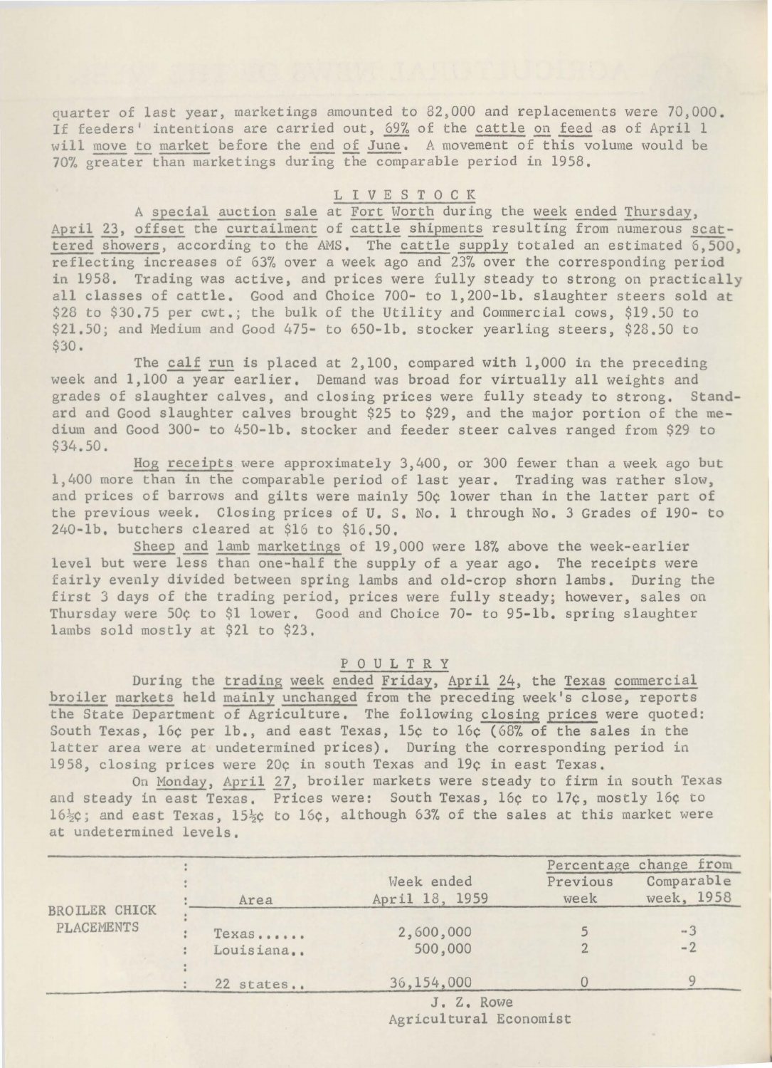quarter of last year, marketings amounted to 82,000 and replacements were 70,000. If feeders' intentions are carried out, 69% of the cattle on feed as of April 1 will move to market before the end of June. A movement of this volume would be 70% greater than marketings during the comparable period in 1958.

## LIVESTOCK

A special auction sale at Fort Worth during the week ended Thursday, April 23, offset the curtailment of cattle shipments resulting from numerous scattered showers, according to the AMS. The cattle supply totaled an estimated 6,500, reflecting increases of 63% over a week ago and 23% over the corresponding period in 1958. Trading was active, and prices were fully steady to strong on practically all classes of cattle. Good and Choice 700- to 1,200-lb. slaughter steers sold at \$28 to \$30.75 per cwt.; the bulk of the Utility and Commercial cows, \$19.50 to \$21.50; and Medium and Good 475- to 650-lb. stocker yearling steers, \$28.50 to \$30.

The calf run is placed at 2,100, compared with 1,000 in the preceding week and 1,100 a year earlier. Demand was broad for virtually all weights and grades of slaughter calves, and closing prices were fully steady to strong. Standard and Good slaughter calves brought \$25 to \$29, and the major portion of the medium and Good 300- to 450-lb. stocker and feeder steer calves ranged from \$29 to \$34.50.

Hog receipts were approximately 3,400, or 300 fewer than a week ago but 1,400 more than in the comparable period of last year. Trading was rather slow, and prices of barrows and gilts were mainly 50¢ lower than in the latter part of the previous week. Closing prices of U. S. No. 1 through No. 3 Grades of 190- to 240-lb. butchers cleared at \$16 to \$16.50.

Sheep and lamb marketings of 19,000 were 18% above the week-earlier level but were less than one-half the supply of a year ago. The receipts were fairly evenly divided between spring lambs and old-crop shorn lambs. During the first 3 days of the trading period, prices were fully steady; however, sales on Thursday were 50¢ to \$1 lower. Good and Choice 70- to 95-lb. spring slaughter lambs sold mostly at \$21 to \$23.

## POULTRY

During the trading week ended Friday, April 24, the Texas commercial broiler markets held mainly unchanged from the preceding week's close, reports the State Department of Agriculture. The following closing prices were quoted: South Texas, 16¢ per lb., and east Texas, 15¢ to 16¢ (68% of the sales in the latter area were at undetermined prices). During the corresponding period in 1958, closing prices were 20¢ in south Texas and 19¢ in east Texas.

On Monday, April 27, broiler markets were steady to firm in south Texas and steady in east Texas. Prices were: South Texas, 16¢ to 17¢, mostly 16¢ to 16½¢; and east Texas, 15½¢ to 16¢, although 63% of the sales at this market were at undetermined levels.

| | | | Percentage change from | |
|---|---|---|---|---|
| | Area | Week ended April 18, 1959 | Previous week | Comparable week, 1958 |
| BROILER CHICK PLACEMENTS | Texas...... | 2,600,000 | 5 | -3 |
| | Louisiana.. | 500,000 | 2 | -2 |
| | 22 states.. | 36,154,000 | 0 | 9 |

J. Z. Rowe
Agricultural Economist